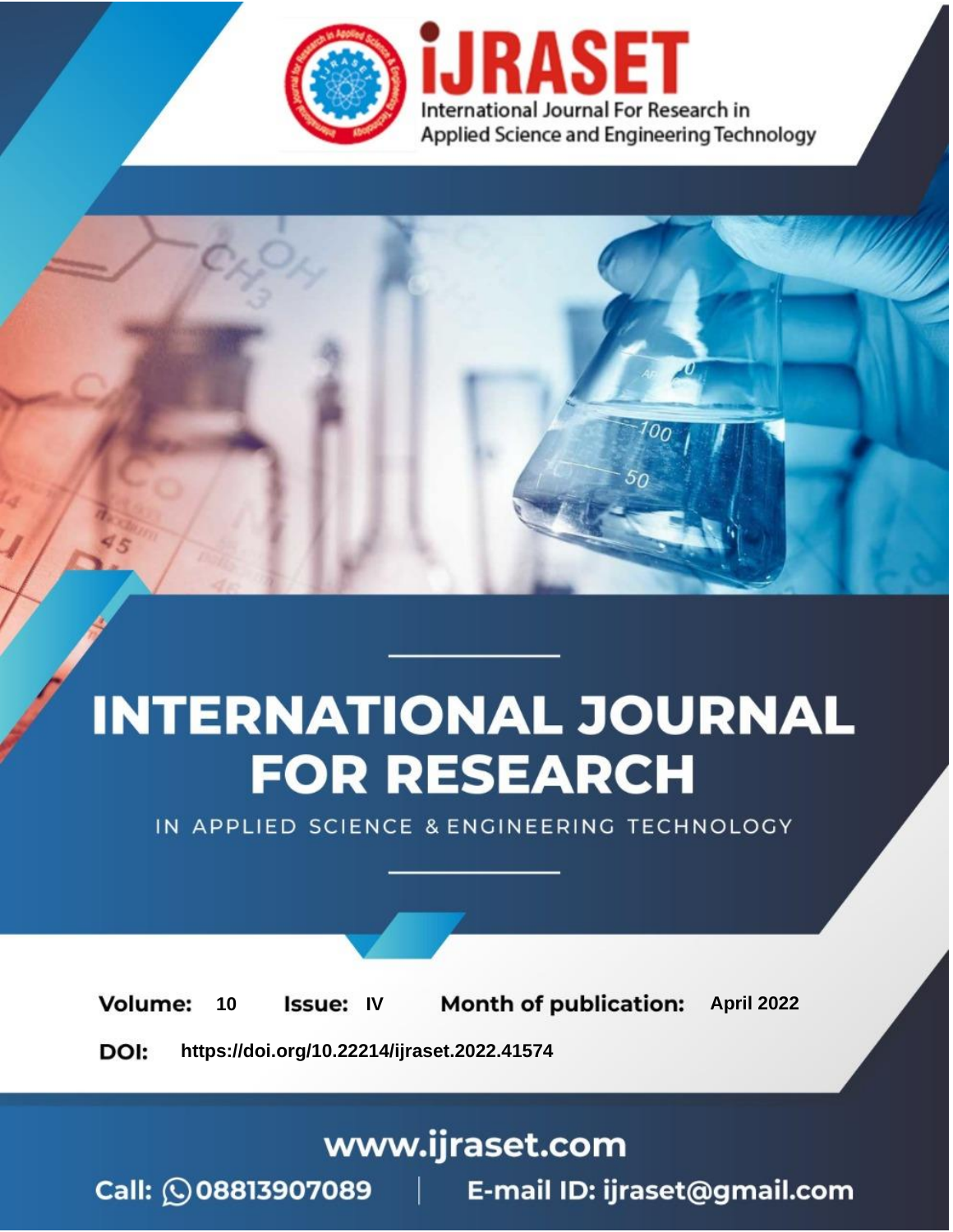# INTERNATIONAL JOURNAL FOR RESEARCH

IN APPLIED SCIENCE & ENGINEERING TECHNOLOGY

**Volume:** 10 **Issue:** IV **Month of publication:** April 2022

**DOI:** https://doi.org/10.22214/ijraset.2022.41574

www.ijraset.com

Call: 08813907089 | E-mail ID: ijraset@gmail.com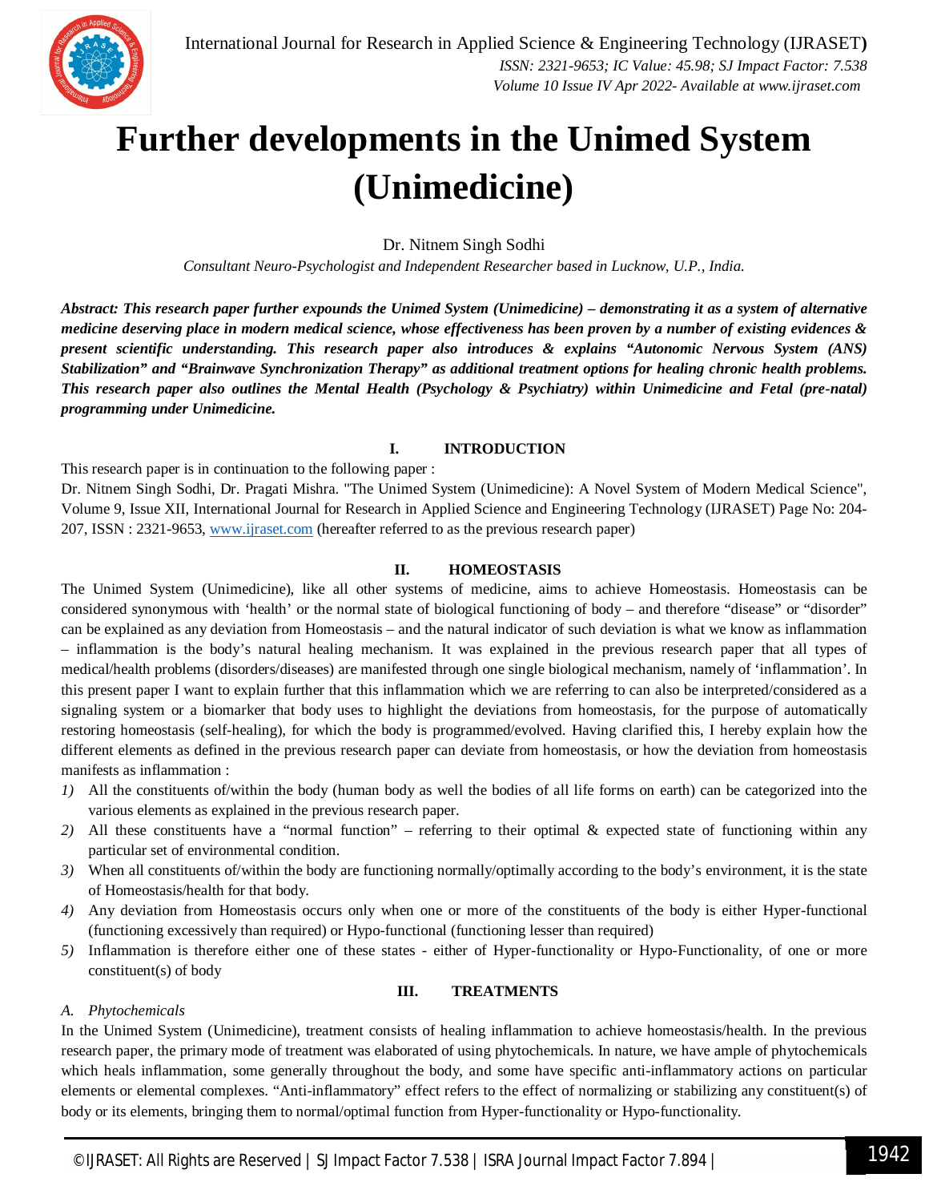# Further developments in the Unimed System (Unimedicine)

Dr. Nitnem Singh Sodhi

*Consultant Neuro-Psychologist and Independent Researcher based in Lucknow, U.P., India.*

***Abstract:** This research paper further expounds the Unimed System (Unimedicine) – demonstrating it as a system of alternative medicine deserving place in modern medical science, whose effectiveness has been proven by a number of existing evidences & present scientific understanding. This research paper also introduces & explains "Autonomic Nervous System (ANS) Stabilization" and "Brainwave Synchronization Therapy" as additional treatment options for healing chronic health problems. This research paper also outlines the Mental Health (Psychology & Psychiatry) within Unimedicine and Fetal (pre-natal) programming under Unimedicine.*

## I. INTRODUCTION

This research paper is in continuation to the following paper :

Dr. Nitnem Singh Sodhi, Dr. Pragati Mishra. "The Unimed System (Unimedicine): A Novel System of Modern Medical Science", Volume 9, Issue XII, International Journal for Research in Applied Science and Engineering Technology (IJRASET) Page No: 204-207, ISSN : 2321-9653, www.ijraset.com (hereafter referred to as the previous research paper)

## II. HOMEOSTASIS

The Unimed System (Unimedicine), like all other systems of medicine, aims to achieve Homeostasis. Homeostasis can be considered synonymous with 'health' or the normal state of biological functioning of body – and therefore "disease" or "disorder" can be explained as any deviation from Homeostasis – and the natural indicator of such deviation is what we know as inflammation – inflammation is the body's natural healing mechanism. It was explained in the previous research paper that all types of medical/health problems (disorders/diseases) are manifested through one single biological mechanism, namely of 'inflammation'. In this present paper I want to explain further that this inflammation which we are referring to can also be interpreted/considered as a signaling system or a biomarker that body uses to highlight the deviations from homeostasis, for the purpose of automatically restoring homeostasis (self-healing), for which the body is programmed/evolved. Having clarified this, I hereby explain how the different elements as defined in the previous research paper can deviate from homeostasis, or how the deviation from homeostasis manifests as inflammation :

1) All the constituents of/within the body (human body as well the bodies of all life forms on earth) can be categorized into the various elements as explained in the previous research paper.
2) All these constituents have a "normal function" – referring to their optimal & expected state of functioning within any particular set of environmental condition.
3) When all constituents of/within the body are functioning normally/optimally according to the body's environment, it is the state of Homeostasis/health for that body.
4) Any deviation from Homeostasis occurs only when one or more of the constituents of the body is either Hyper-functional (functioning excessively than required) or Hypo-functional (functioning lesser than required)
5) Inflammation is therefore either one of these states - either of Hyper-functionality or Hypo-Functionality, of one or more constituent(s) of body

## III. TREATMENTS

### A. Phytochemicals

In the Unimed System (Unimedicine), treatment consists of healing inflammation to achieve homeostasis/health. In the previous research paper, the primary mode of treatment was elaborated of using phytochemicals. In nature, we have ample of phytochemicals which heals inflammation, some generally throughout the body, and some have specific anti-inflammatory actions on particular elements or elemental complexes. "Anti-inflammatory" effect refers to the effect of normalizing or stabilizing any constituent(s) of body or its elements, bringing them to normal/optimal function from Hyper-functionality or Hypo-functionality.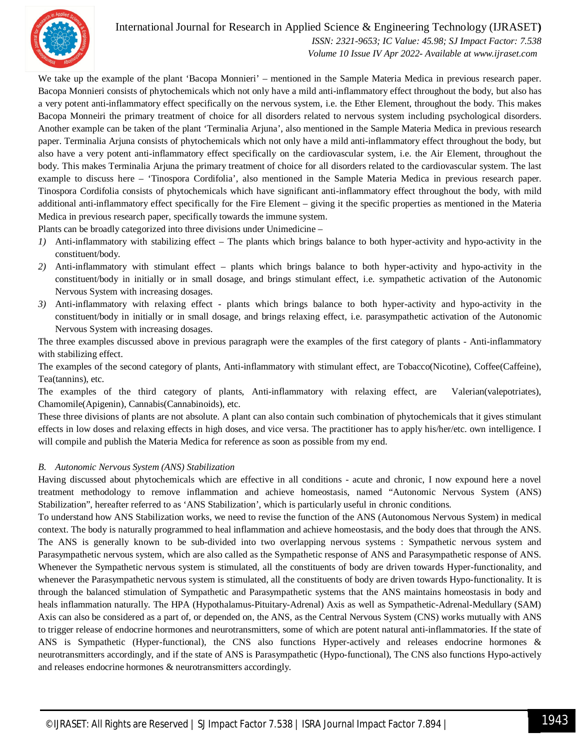We take up the example of the plant 'Bacopa Monnieri' – mentioned in the Sample Materia Medica in previous research paper. Bacopa Monnieri consists of phytochemicals which not only have a mild anti-inflammatory effect throughout the body, but also has a very potent anti-inflammatory effect specifically on the nervous system, i.e. the Ether Element, throughout the body. This makes Bacopa Monneiri the primary treatment of choice for all disorders related to nervous system including psychological disorders. Another example can be taken of the plant 'Terminalia Arjuna', also mentioned in the Sample Materia Medica in previous research paper. Terminalia Arjuna consists of phytochemicals which not only have a mild anti-inflammatory effect throughout the body, but also have a very potent anti-inflammatory effect specifically on the cardiovascular system, i.e. the Air Element, throughout the body. This makes Terminalia Arjuna the primary treatment of choice for all disorders related to the cardiovascular system. The last example to discuss here – 'Tinospora Cordifolia', also mentioned in the Sample Materia Medica in previous research paper. Tinospora Cordifolia consists of phytochemicals which have significant anti-inflammatory effect throughout the body, with mild additional anti-inflammatory effect specifically for the Fire Element – giving it the specific properties as mentioned in the Materia Medica in previous research paper, specifically towards the immune system.

Plants can be broadly categorized into three divisions under Unimedicine –

1) Anti-inflammatory with stabilizing effect – The plants which brings balance to both hyper-activity and hypo-activity in the constituent/body.
2) Anti-inflammatory with stimulant effect – plants which brings balance to both hyper-activity and hypo-activity in the constituent/body in initially or in small dosage, and brings stimulant effect, i.e. sympathetic activation of the Autonomic Nervous System with increasing dosages.
3) Anti-inflammatory with relaxing effect - plants which brings balance to both hyper-activity and hypo-activity in the constituent/body in initially or in small dosage, and brings relaxing effect, i.e. parasympathetic activation of the Autonomic Nervous System with increasing dosages.

The three examples discussed above in previous paragraph were the examples of the first category of plants - Anti-inflammatory with stabilizing effect.

The examples of the second category of plants, Anti-inflammatory with stimulant effect, are Tobacco(Nicotine), Coffee(Caffeine), Tea(tannins), etc.

The examples of the third category of plants, Anti-inflammatory with relaxing effect, are Valerian(valepotriates), Chamomile(Apigenin), Cannabis(Cannabinoids), etc.

These three divisions of plants are not absolute. A plant can also contain such combination of phytochemicals that it gives stimulant effects in low doses and relaxing effects in high doses, and vice versa. The practitioner has to apply his/her/etc. own intelligence. I will compile and publish the Materia Medica for reference as soon as possible from my end.

### *B. Autonomic Nervous System (ANS) Stabilization*

Having discussed about phytochemicals which are effective in all conditions - acute and chronic, I now expound here a novel treatment methodology to remove inflammation and achieve homeostasis, named "Autonomic Nervous System (ANS) Stabilization", hereafter referred to as 'ANS Stabilization', which is particularly useful in chronic conditions.

To understand how ANS Stabilization works, we need to revise the function of the ANS (Autonomous Nervous System) in medical context. The body is naturally programmed to heal inflammation and achieve homeostasis, and the body does that through the ANS. The ANS is generally known to be sub-divided into two overlapping nervous systems : Sympathetic nervous system and Parasympathetic nervous system, which are also called as the Sympathetic response of ANS and Parasympathetic response of ANS. Whenever the Sympathetic nervous system is stimulated, all the constituents of body are driven towards Hyper-functionality, and whenever the Parasympathetic nervous system is stimulated, all the constituents of body are driven towards Hypo-functionality. It is through the balanced stimulation of Sympathetic and Parasympathetic systems that the ANS maintains homeostasis in body and heals inflammation naturally. The HPA (Hypothalamus-Pituitary-Adrenal) Axis as well as Sympathetic-Adrenal-Medullary (SAM) Axis can also be considered as a part of, or depended on, the ANS, as the Central Nervous System (CNS) works mutually with ANS to trigger release of endocrine hormones and neurotransmitters, some of which are potent natural anti-inflammatories. If the state of ANS is Sympathetic (Hyper-functional), the CNS also functions Hyper-actively and releases endocrine hormones & neurotransmitters accordingly, and if the state of ANS is Parasympathetic (Hypo-functional), The CNS also functions Hypo-actively and releases endocrine hormones & neurotransmitters accordingly.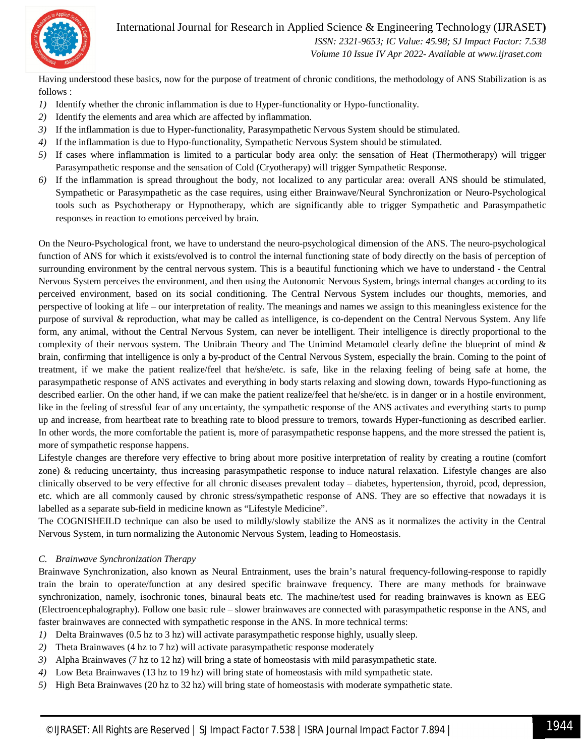Having understood these basics, now for the purpose of treatment of chronic conditions, the methodology of ANS Stabilization is as follows :

1) Identify whether the chronic inflammation is due to Hyper-functionality or Hypo-functionality.
2) Identify the elements and area which are affected by inflammation.
3) If the inflammation is due to Hyper-functionality, Parasympathetic Nervous System should be stimulated.
4) If the inflammation is due to Hypo-functionality, Sympathetic Nervous System should be stimulated.
5) If cases where inflammation is limited to a particular body area only: the sensation of Heat (Thermotherapy) will trigger Parasympathetic response and the sensation of Cold (Cryotherapy) will trigger Sympathetic Response.
6) If the inflammation is spread throughout the body, not localized to any particular area: overall ANS should be stimulated, Sympathetic or Parasympathetic as the case requires, using either Brainwave/Neural Synchronization or Neuro-Psychological tools such as Psychotherapy or Hypnotherapy, which are significantly able to trigger Sympathetic and Parasympathetic responses in reaction to emotions perceived by brain.

On the Neuro-Psychological front, we have to understand the neuro-psychological dimension of the ANS. The neuro-psychological function of ANS for which it exists/evolved is to control the internal functioning state of body directly on the basis of perception of surrounding environment by the central nervous system. This is a beautiful functioning which we have to understand - the Central Nervous System perceives the environment, and then using the Autonomic Nervous System, brings internal changes according to its perceived environment, based on its social conditioning. The Central Nervous System includes our thoughts, memories, and perspective of looking at life – our interpretation of reality. The meanings and names we assign to this meaningless existence for the purpose of survival & reproduction, what may be called as intelligence, is co-dependent on the Central Nervous System. Any life form, any animal, without the Central Nervous System, can never be intelligent. Their intelligence is directly proportional to the complexity of their nervous system. The Unibrain Theory and The Unimind Metamodel clearly define the blueprint of mind & brain, confirming that intelligence is only a by-product of the Central Nervous System, especially the brain. Coming to the point of treatment, if we make the patient realize/feel that he/she/etc. is safe, like in the relaxing feeling of being safe at home, the parasympathetic response of ANS activates and everything in body starts relaxing and slowing down, towards Hypo-functioning as described earlier. On the other hand, if we can make the patient realize/feel that he/she/etc. is in danger or in a hostile environment, like in the feeling of stressful fear of any uncertainty, the sympathetic response of the ANS activates and everything starts to pump up and increase, from heartbeat rate to breathing rate to blood pressure to tremors, towards Hyper-functioning as described earlier. In other words, the more comfortable the patient is, more of parasympathetic response happens, and the more stressed the patient is, more of sympathetic response happens.

Lifestyle changes are therefore very effective to bring about more positive interpretation of reality by creating a routine (comfort zone) & reducing uncertainty, thus increasing parasympathetic response to induce natural relaxation. Lifestyle changes are also clinically observed to be very effective for all chronic diseases prevalent today – diabetes, hypertension, thyroid, pcod, depression, etc. which are all commonly caused by chronic stress/sympathetic response of ANS. They are so effective that nowadays it is labelled as a separate sub-field in medicine known as "Lifestyle Medicine".

The COGNISHEILD technique can also be used to mildly/slowly stabilize the ANS as it normalizes the activity in the Central Nervous System, in turn normalizing the Autonomic Nervous System, leading to Homeostasis.

### *C. Brainwave Synchronization Therapy*

Brainwave Synchronization, also known as Neural Entrainment, uses the brain's natural frequency-following-response to rapidly train the brain to operate/function at any desired specific brainwave frequency. There are many methods for brainwave synchronization, namely, isochronic tones, binaural beats etc. The machine/test used for reading brainwaves is known as EEG (Electroencephalography). Follow one basic rule – slower brainwaves are connected with parasympathetic response in the ANS, and faster brainwaves are connected with sympathetic response in the ANS. In more technical terms:

1) Delta Brainwaves (0.5 hz to 3 hz) will activate parasympathetic response highly, usually sleep.
2) Theta Brainwaves (4 hz to 7 hz) will activate parasympathetic response moderately
3) Alpha Brainwaves (7 hz to 12 hz) will bring a state of homeostasis with mild parasympathetic state.
4) Low Beta Brainwaves (13 hz to 19 hz) will bring state of homeostasis with mild sympathetic state.
5) High Beta Brainwaves (20 hz to 32 hz) will bring state of homeostasis with moderate sympathetic state.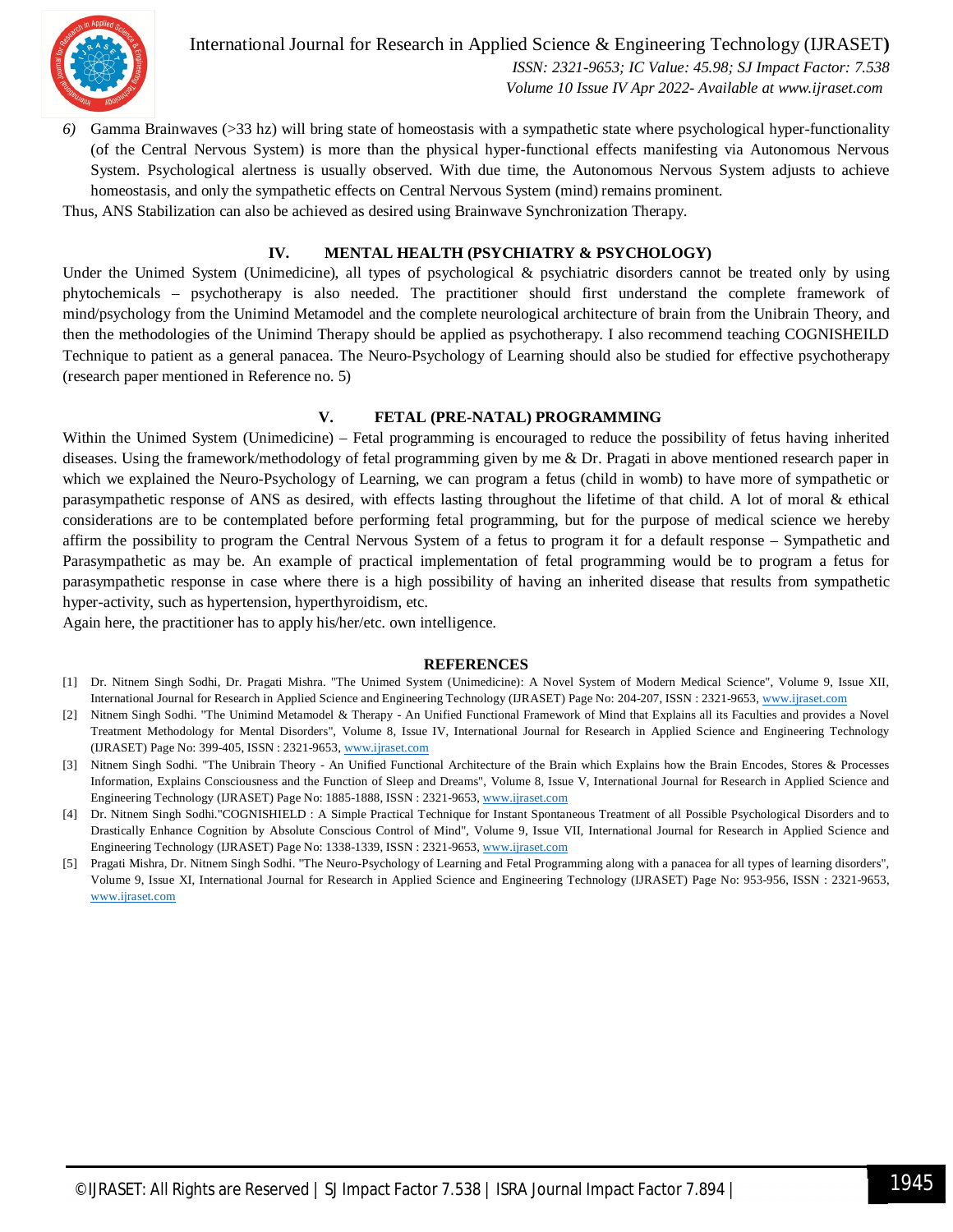6) Gamma Brainwaves (>33 hz) will bring state of homeostasis with a sympathetic state where psychological hyper-functionality (of the Central Nervous System) is more than the physical hyper-functional effects manifesting via Autonomous Nervous System. Psychological alertness is usually observed. With due time, the Autonomous Nervous System adjusts to achieve homeostasis, and only the sympathetic effects on Central Nervous System (mind) remains prominent.

Thus, ANS Stabilization can also be achieved as desired using Brainwave Synchronization Therapy.

## IV. MENTAL HEALTH (PSYCHIATRY & PSYCHOLOGY)

Under the Unimed System (Unimedicine), all types of psychological & psychiatric disorders cannot be treated only by using phytochemicals – psychotherapy is also needed. The practitioner should first understand the complete framework of mind/psychology from the Unimind Metamodel and the complete neurological architecture of brain from the Unibrain Theory, and then the methodologies of the Unimind Therapy should be applied as psychotherapy. I also recommend teaching COGNISHEILD Technique to patient as a general panacea. The Neuro-Psychology of Learning should also be studied for effective psychotherapy (research paper mentioned in Reference no. 5)

## V. FETAL (PRE-NATAL) PROGRAMMING

Within the Unimed System (Unimedicine) – Fetal programming is encouraged to reduce the possibility of fetus having inherited diseases. Using the framework/methodology of fetal programming given by me & Dr. Pragati in above mentioned research paper in which we explained the Neuro-Psychology of Learning, we can program a fetus (child in womb) to have more of sympathetic or parasympathetic response of ANS as desired, with effects lasting throughout the lifetime of that child. A lot of moral & ethical considerations are to be contemplated before performing fetal programming, but for the purpose of medical science we hereby affirm the possibility to program the Central Nervous System of a fetus to program it for a default response – Sympathetic and Parasympathetic as may be. An example of practical implementation of fetal programming would be to program a fetus for parasympathetic response in case where there is a high possibility of having an inherited disease that results from sympathetic hyper-activity, such as hypertension, hyperthyroidism, etc.

Again here, the practitioner has to apply his/her/etc. own intelligence.

## REFERENCES

[1] Dr. Nitnem Singh Sodhi, Dr. Pragati Mishra. "The Unimed System (Unimedicine): A Novel System of Modern Medical Science", Volume 9, Issue XII, International Journal for Research in Applied Science and Engineering Technology (IJRASET) Page No: 204-207, ISSN : 2321-9653, www.ijraset.com

[2] Nitnem Singh Sodhi. "The Unimind Metamodel & Therapy - An Unified Functional Framework of Mind that Explains all its Faculties and provides a Novel Treatment Methodology for Mental Disorders", Volume 8, Issue IV, International Journal for Research in Applied Science and Engineering Technology (IJRASET) Page No: 399-405, ISSN : 2321-9653, www.ijraset.com

[3] Nitnem Singh Sodhi. "The Unibrain Theory - An Unified Functional Architecture of the Brain which Explains how the Brain Encodes, Stores & Processes Information, Explains Consciousness and the Function of Sleep and Dreams", Volume 8, Issue V, International Journal for Research in Applied Science and Engineering Technology (IJRASET) Page No: 1885-1888, ISSN : 2321-9653, www.ijraset.com

[4] Dr. Nitnem Singh Sodhi."COGNISHIELD : A Simple Practical Technique for Instant Spontaneous Treatment of all Possible Psychological Disorders and to Drastically Enhance Cognition by Absolute Conscious Control of Mind", Volume 9, Issue VII, International Journal for Research in Applied Science and Engineering Technology (IJRASET) Page No: 1338-1339, ISSN : 2321-9653, www.ijraset.com

[5] Pragati Mishra, Dr. Nitnem Singh Sodhi. "The Neuro-Psychology of Learning and Fetal Programming along with a panacea for all types of learning disorders", Volume 9, Issue XI, International Journal for Research in Applied Science and Engineering Technology (IJRASET) Page No: 953-956, ISSN : 2321-9653, www.ijraset.com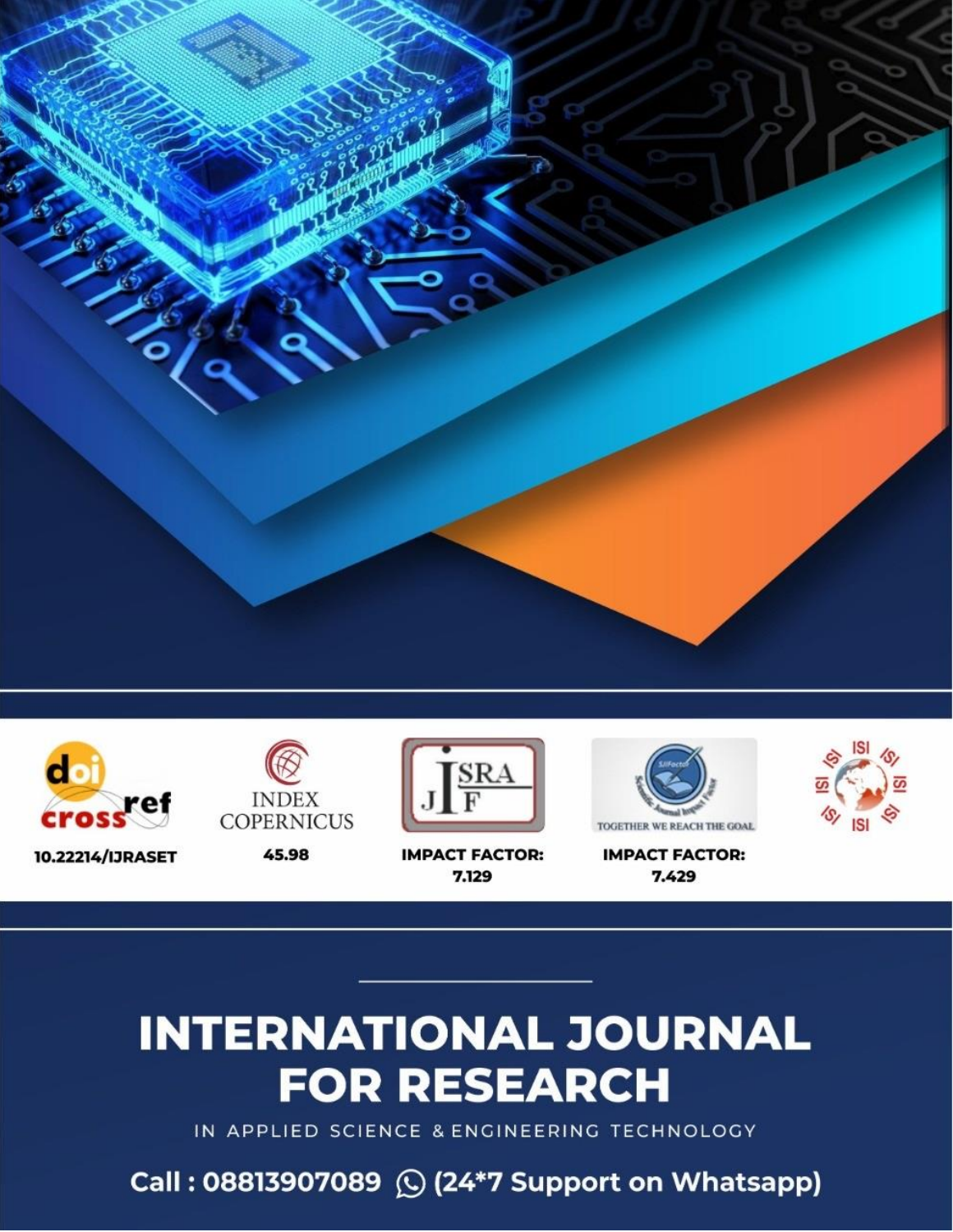10.22214/IJRASET

45.98

IMPACT FACTOR: 7.129

IMPACT FACTOR: 7.429

# INTERNATIONAL JOURNAL FOR RESEARCH

IN APPLIED SCIENCE & ENGINEERING TECHNOLOGY

Call : 08813907089 (24*7 Support on Whatsapp)